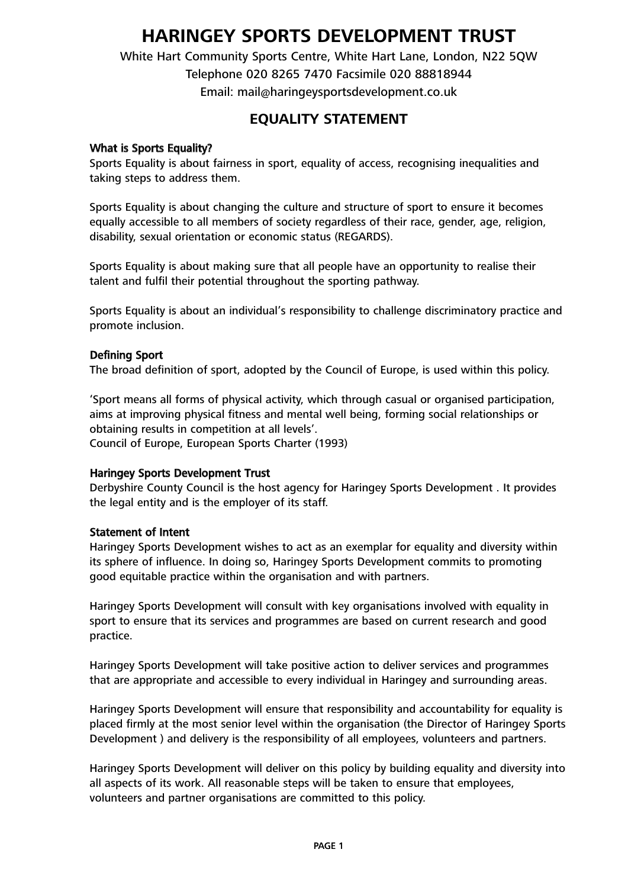# HARINGEY SPORTS DEVELOPMENT TRUST

White Hart Community Sports Centre, White Hart Lane, London, N22 5QW

Telephone 020 8265 7470 Facsimile 020 88818944

Email: mail@haringeysportsdevelopment.co.uk

## EQUALITY STATEMENT

### What is Sports Equality?

Sports Equality is about fairness in sport, equality of access, recognising inequalities and taking steps to address them.

Sports Equality is about changing the culture and structure of sport to ensure it becomes equally accessible to all members of society regardless of their race, gender, age, religion, disability, sexual orientation or economic status (REGARDS).

Sports Equality is about making sure that all people have an opportunity to realise their talent and fulfil their potential throughout the sporting pathway.

Sports Equality is about an individual's responsibility to challenge discriminatory practice and promote inclusion.

### Defining Sport

The broad definition of sport, adopted by the Council of Europe, is used within this policy.

'Sport means all forms of physical activity, which through casual or organised participation, aims at improving physical fitness and mental well being, forming social relationships or obtaining results in competition at all levels'.
Council of Europe, European Sports Charter (1993)

### Haringey Sports Development Trust

Derbyshire County Council is the host agency for Haringey Sports Development . It provides the legal entity and is the employer of its staff.

### Statement of Intent

Haringey Sports Development wishes to act as an exemplar for equality and diversity within its sphere of influence. In doing so, Haringey Sports Development commits to promoting good equitable practice within the organisation and with partners.

Haringey Sports Development will consult with key organisations involved with equality in sport to ensure that its services and programmes are based on current research and good practice.

Haringey Sports Development will take positive action to deliver services and programmes that are appropriate and accessible to every individual in Haringey and surrounding areas.

Haringey Sports Development will ensure that responsibility and accountability for equality is placed firmly at the most senior level within the organisation (the Director of Haringey Sports Development ) and delivery is the responsibility of all employees, volunteers and partners.

Haringey Sports Development will deliver on this policy by building equality and diversity into all aspects of its work. All reasonable steps will be taken to ensure that employees, volunteers and partner organisations are committed to this policy.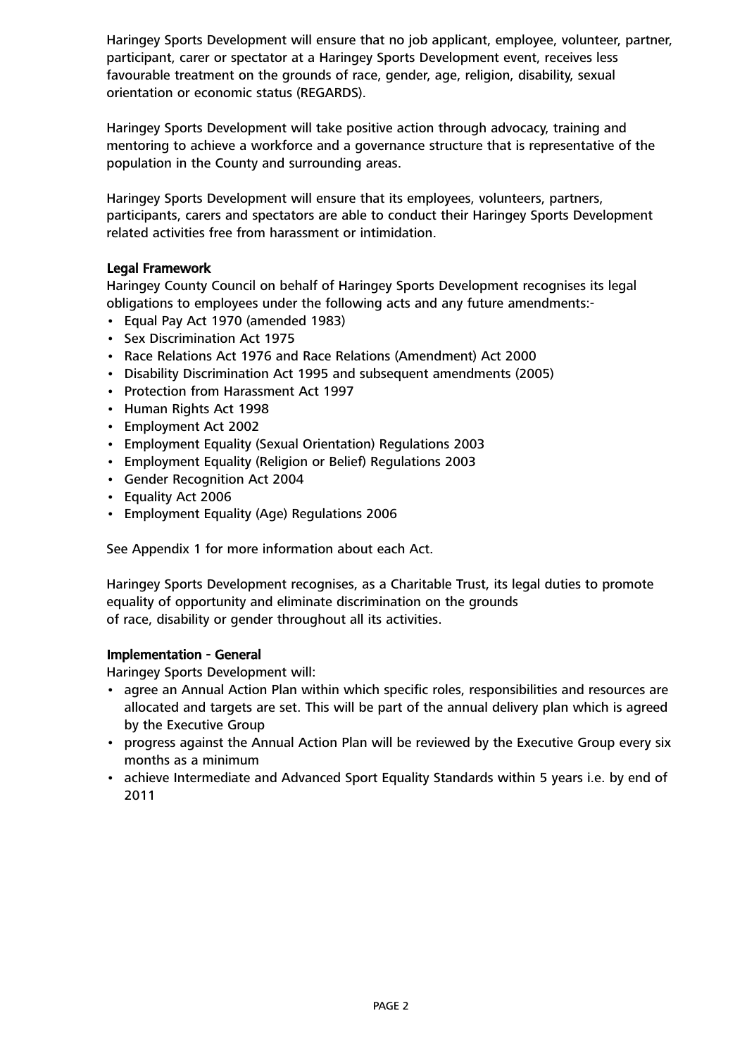Haringey Sports Development will ensure that no job applicant, employee, volunteer, partner, participant, carer or spectator at a Haringey Sports Development event, receives less favourable treatment on the grounds of race, gender, age, religion, disability, sexual orientation or economic status (REGARDS).

Haringey Sports Development will take positive action through advocacy, training and mentoring to achieve a workforce and a governance structure that is representative of the population in the County and surrounding areas.

Haringey Sports Development will ensure that its employees, volunteers, partners, participants, carers and spectators are able to conduct their Haringey Sports Development related activities free from harassment or intimidation.

### Legal Framework

Haringey County Council on behalf of Haringey Sports Development recognises its legal obligations to employees under the following acts and any future amendments:-

- Equal Pay Act 1970 (amended 1983)
- Sex Discrimination Act 1975
- Race Relations Act 1976 and Race Relations (Amendment) Act 2000
- Disability Discrimination Act 1995 and subsequent amendments (2005)
- Protection from Harassment Act 1997
- Human Rights Act 1998
- Employment Act 2002
- Employment Equality (Sexual Orientation) Regulations 2003
- Employment Equality (Religion or Belief) Regulations 2003
- Gender Recognition Act 2004
- Equality Act 2006
- Employment Equality (Age) Regulations 2006

See Appendix 1 for more information about each Act.

Haringey Sports Development recognises, as a Charitable Trust, its legal duties to promote equality of opportunity and eliminate discrimination on the grounds of race, disability or gender throughout all its activities.

### Implementation - General

Haringey Sports Development will:

- agree an Annual Action Plan within which specific roles, responsibilities and resources are allocated and targets are set. This will be part of the annual delivery plan which is agreed by the Executive Group
- progress against the Annual Action Plan will be reviewed by the Executive Group every six months as a minimum
- achieve Intermediate and Advanced Sport Equality Standards within 5 years i.e. by end of 2011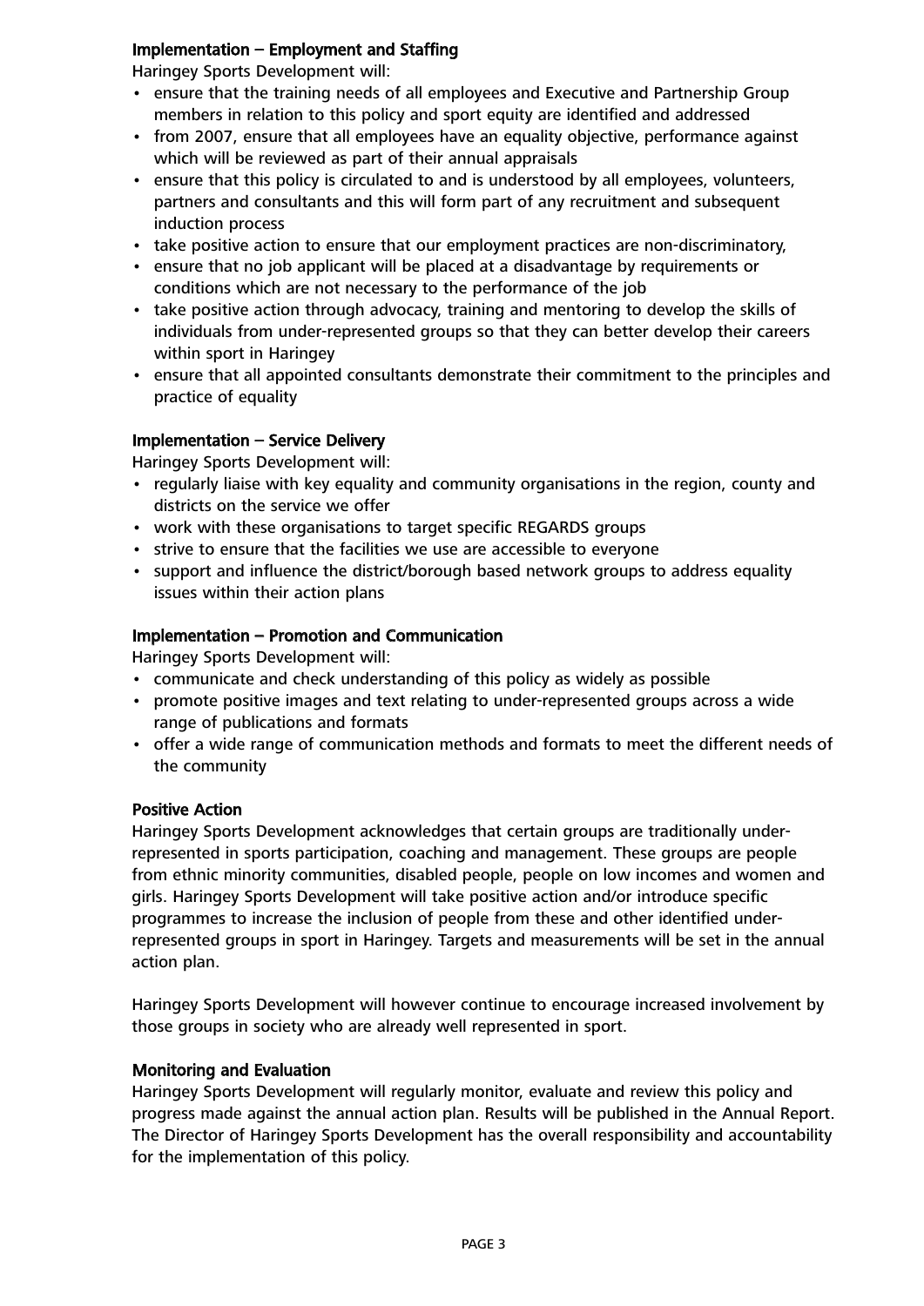### Implementation – Employment and Staffing

Haringey Sports Development will:

- ensure that the training needs of all employees and Executive and Partnership Group members in relation to this policy and sport equity are identified and addressed
- from 2007, ensure that all employees have an equality objective, performance against which will be reviewed as part of their annual appraisals
- ensure that this policy is circulated to and is understood by all employees, volunteers, partners and consultants and this will form part of any recruitment and subsequent induction process
- take positive action to ensure that our employment practices are non-discriminatory,
- ensure that no job applicant will be placed at a disadvantage by requirements or conditions which are not necessary to the performance of the job
- take positive action through advocacy, training and mentoring to develop the skills of individuals from under-represented groups so that they can better develop their careers within sport in Haringey
- ensure that all appointed consultants demonstrate their commitment to the principles and practice of equality

### Implementation – Service Delivery

Haringey Sports Development will:

- regularly liaise with key equality and community organisations in the region, county and districts on the service we offer
- work with these organisations to target specific REGARDS groups
- strive to ensure that the facilities we use are accessible to everyone
- support and influence the district/borough based network groups to address equality issues within their action plans

### Implementation – Promotion and Communication

Haringey Sports Development will:

- communicate and check understanding of this policy as widely as possible
- promote positive images and text relating to under-represented groups across a wide range of publications and formats
- offer a wide range of communication methods and formats to meet the different needs of the community

### Positive Action

Haringey Sports Development acknowledges that certain groups are traditionally under-represented in sports participation, coaching and management. These groups are people from ethnic minority communities, disabled people, people on low incomes and women and girls. Haringey Sports Development will take positive action and/or introduce specific programmes to increase the inclusion of people from these and other identified under-represented groups in sport in Haringey. Targets and measurements will be set in the annual action plan.

Haringey Sports Development will however continue to encourage increased involvement by those groups in society who are already well represented in sport.

### Monitoring and Evaluation

Haringey Sports Development will regularly monitor, evaluate and review this policy and progress made against the annual action plan. Results will be published in the Annual Report. The Director of Haringey Sports Development has the overall responsibility and accountability for the implementation of this policy.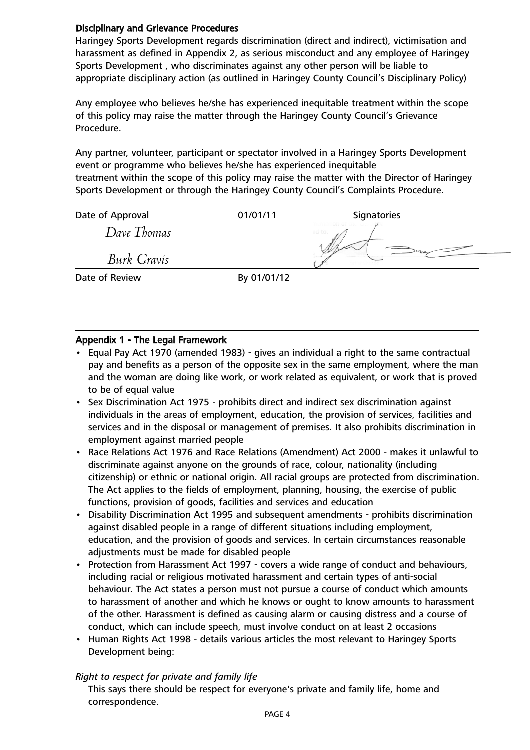### Disciplinary and Grievance Procedures

Haringey Sports Development regards discrimination (direct and indirect), victimisation and harassment as defined in Appendix 2, as serious misconduct and any employee of Haringey Sports Development , who discriminates against any other person will be liable to appropriate disciplinary action (as outlined in Haringey County Council's Disciplinary Policy)

Any employee who believes he/she has experienced inequitable treatment within the scope of this policy may raise the matter through the Haringey County Council's Grievance Procedure.

Any partner, volunteer, participant or spectator involved in a Haringey Sports Development event or programme who believes he/she has experienced inequitable treatment within the scope of this policy may raise the matter with the Director of Haringey Sports Development or through the Haringey County Council's Complaints Procedure.

| Date of Approval | 01/01/11 | Signatories |
|---|---|---|
| *Dave Thomas* | | |
| *Burk Gravis* | | |
| Date of Review | By 01/01/12 | |

### Appendix 1 - The Legal Framework

- Equal Pay Act 1970 (amended 1983) - gives an individual a right to the same contractual pay and benefits as a person of the opposite sex in the same employment, where the man and the woman are doing like work, or work related as equivalent, or work that is proved to be of equal value
- Sex Discrimination Act 1975 - prohibits direct and indirect sex discrimination against individuals in the areas of employment, education, the provision of services, facilities and services and in the disposal or management of premises. It also prohibits discrimination in employment against married people
- Race Relations Act 1976 and Race Relations (Amendment) Act 2000 - makes it unlawful to discriminate against anyone on the grounds of race, colour, nationality (including citizenship) or ethnic or national origin. All racial groups are protected from discrimination. The Act applies to the fields of employment, planning, housing, the exercise of public functions, provision of goods, facilities and services and education
- Disability Discrimination Act 1995 and subsequent amendments - prohibits discrimination against disabled people in a range of different situations including employment, education, and the provision of goods and services. In certain circumstances reasonable adjustments must be made for disabled people
- Protection from Harassment Act 1997 - covers a wide range of conduct and behaviours, including racial or religious motivated harassment and certain types of anti-social behaviour. The Act states a person must not pursue a course of conduct which amounts to harassment of another and which he knows or ought to know amounts to harassment of the other. Harassment is defined as causing alarm or causing distress and a course of conduct, which can include speech, must involve conduct on at least 2 occasions
- Human Rights Act 1998 - details various articles the most relevant to Haringey Sports Development being:

*Right to respect for private and family life*

This says there should be respect for everyone's private and family life, home and correspondence.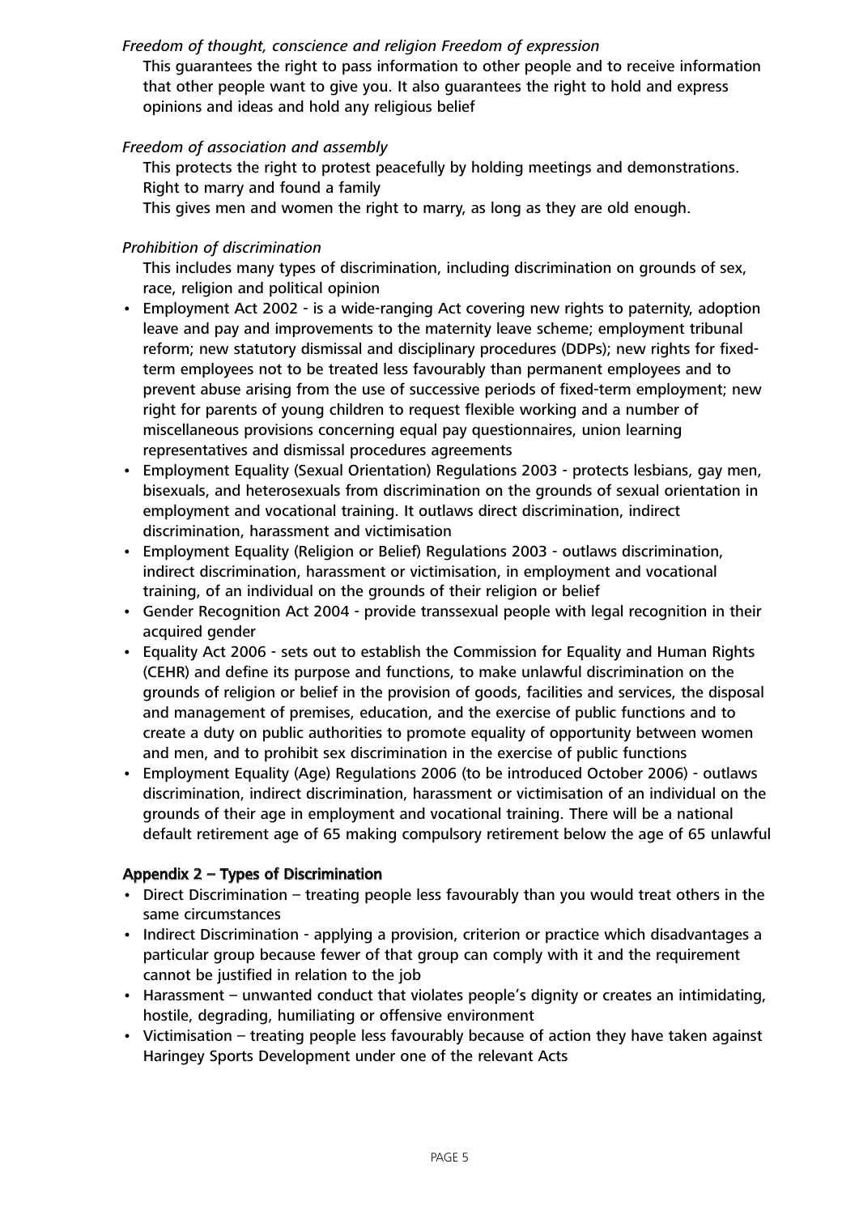*Freedom of thought, conscience and religion Freedom of expression*

This guarantees the right to pass information to other people and to receive information that other people want to give you. It also guarantees the right to hold and express opinions and ideas and hold any religious belief

*Freedom of association and assembly*

This protects the right to protest peacefully by holding meetings and demonstrations. Right to marry and found a family

This gives men and women the right to marry, as long as they are old enough.

*Prohibition of discrimination*

This includes many types of discrimination, including discrimination on grounds of sex, race, religion and political opinion

- Employment Act 2002 - is a wide-ranging Act covering new rights to paternity, adoption leave and pay and improvements to the maternity leave scheme; employment tribunal reform; new statutory dismissal and disciplinary procedures (DDPs); new rights for fixed-term employees not to be treated less favourably than permanent employees and to prevent abuse arising from the use of successive periods of fixed-term employment; new right for parents of young children to request flexible working and a number of miscellaneous provisions concerning equal pay questionnaires, union learning representatives and dismissal procedures agreements
- Employment Equality (Sexual Orientation) Regulations 2003 - protects lesbians, gay men, bisexuals, and heterosexuals from discrimination on the grounds of sexual orientation in employment and vocational training. It outlaws direct discrimination, indirect discrimination, harassment and victimisation
- Employment Equality (Religion or Belief) Regulations 2003 - outlaws discrimination, indirect discrimination, harassment or victimisation, in employment and vocational training, of an individual on the grounds of their religion or belief
- Gender Recognition Act 2004 - provide transsexual people with legal recognition in their acquired gender
- Equality Act 2006 - sets out to establish the Commission for Equality and Human Rights (CEHR) and define its purpose and functions, to make unlawful discrimination on the grounds of religion or belief in the provision of goods, facilities and services, the disposal and management of premises, education, and the exercise of public functions and to create a duty on public authorities to promote equality of opportunity between women and men, and to prohibit sex discrimination in the exercise of public functions
- Employment Equality (Age) Regulations 2006 (to be introduced October 2006) - outlaws discrimination, indirect discrimination, harassment or victimisation of an individual on the grounds of their age in employment and vocational training. There will be a national default retirement age of 65 making compulsory retirement below the age of 65 unlawful

## Appendix 2 – Types of Discrimination

- Direct Discrimination – treating people less favourably than you would treat others in the same circumstances
- Indirect Discrimination - applying a provision, criterion or practice which disadvantages a particular group because fewer of that group can comply with it and the requirement cannot be justified in relation to the job
- Harassment – unwanted conduct that violates people's dignity or creates an intimidating, hostile, degrading, humiliating or offensive environment
- Victimisation – treating people less favourably because of action they have taken against Haringey Sports Development under one of the relevant Acts